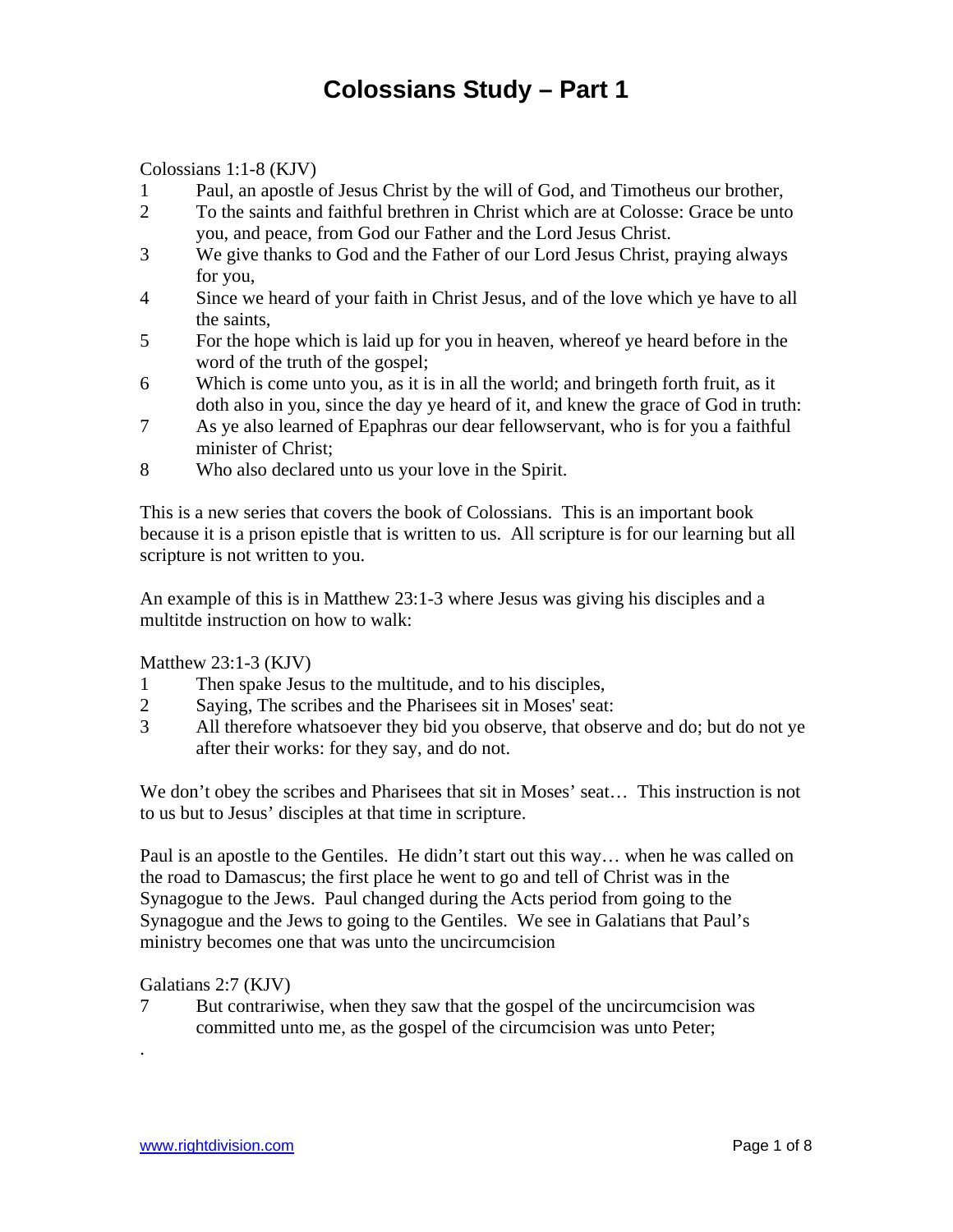# Colossians Study – Part 1

Colossians 1:1-8 (KJV)

1 Paul, an apostle of Jesus Christ by the will of God, and Timotheus our brother,
2 To the saints and faithful brethren in Christ which are at Colosse: Grace be unto you, and peace, from God our Father and the Lord Jesus Christ.
3 We give thanks to God and the Father of our Lord Jesus Christ, praying always for you,
4 Since we heard of your faith in Christ Jesus, and of the love which ye have to all the saints,
5 For the hope which is laid up for you in heaven, whereof ye heard before in the word of the truth of the gospel;
6 Which is come unto you, as it is in all the world; and bringeth forth fruit, as it doth also in you, since the day ye heard of it, and knew the grace of God in truth:
7 As ye also learned of Epaphras our dear fellowservant, who is for you a faithful minister of Christ;
8 Who also declared unto us your love in the Spirit.

This is a new series that covers the book of Colossians. This is an important book because it is a prison epistle that is written to us. All scripture is for our learning but all scripture is not written to you.

An example of this is in Matthew 23:1-3 where Jesus was giving his disciples and a multitde instruction on how to walk:

Matthew 23:1-3 (KJV)

1 Then spake Jesus to the multitude, and to his disciples,
2 Saying, The scribes and the Pharisees sit in Moses' seat:
3 All therefore whatsoever they bid you observe, that observe and do; but do not ye after their works: for they say, and do not.

We don't obey the scribes and Pharisees that sit in Moses' seat… This instruction is not to us but to Jesus' disciples at that time in scripture.

Paul is an apostle to the Gentiles. He didn't start out this way… when he was called on the road to Damascus; the first place he went to go and tell of Christ was in the Synagogue to the Jews. Paul changed during the Acts period from going to the Synagogue and the Jews to going to the Gentiles. We see in Galatians that Paul's ministry becomes one that was unto the uncircumcision

Galatians 2:7 (KJV)

7 But contrariwise, when they saw that the gospel of the uncircumcision was committed unto me, as the gospel of the circumcision was unto Peter;

.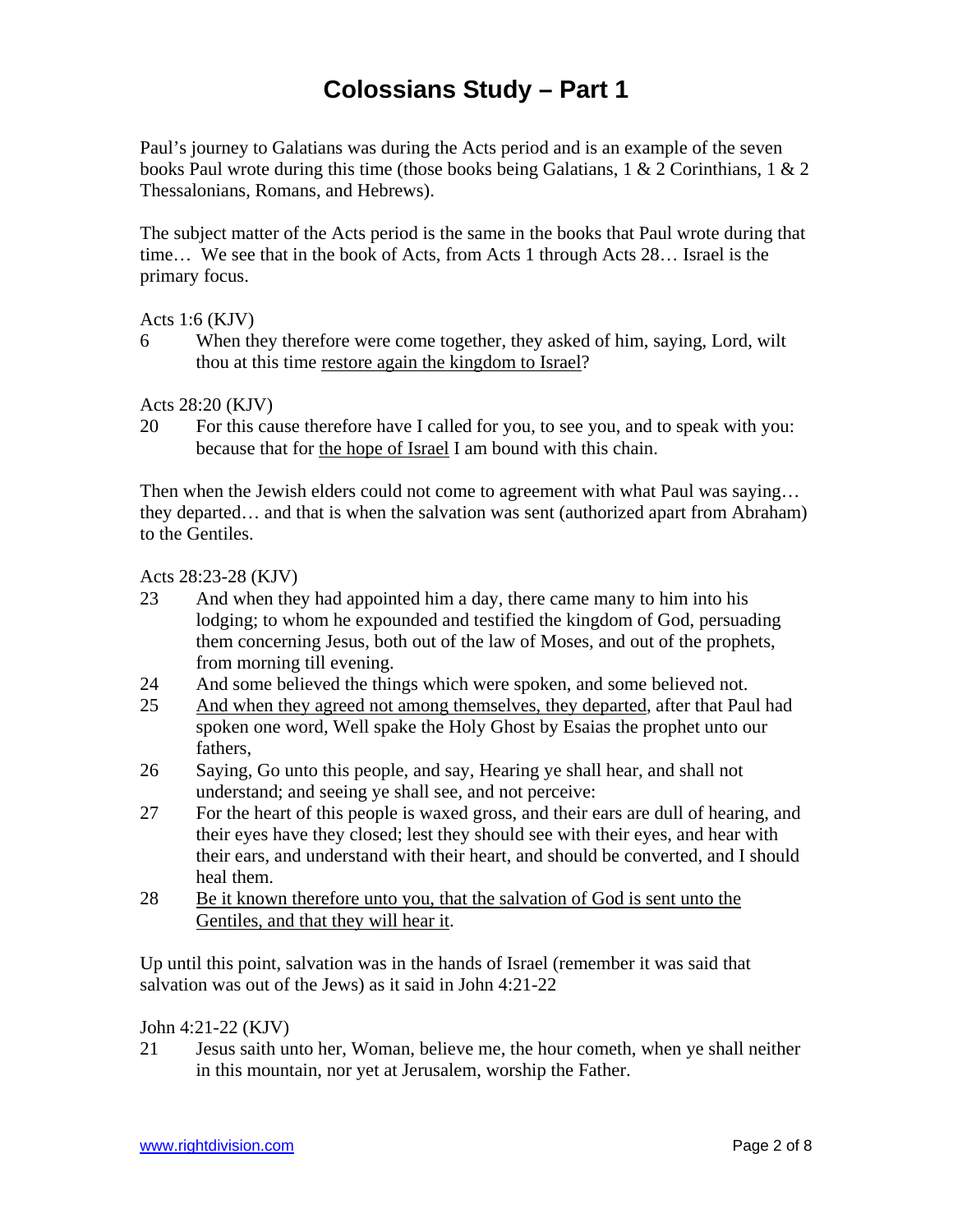# Colossians Study – Part 1

Paul's journey to Galatians was during the Acts period and is an example of the seven books Paul wrote during this time (those books being Galatians, 1 & 2 Corinthians, 1 & 2 Thessalonians, Romans, and Hebrews).

The subject matter of the Acts period is the same in the books that Paul wrote during that time… We see that in the book of Acts, from Acts 1 through Acts 28… Israel is the primary focus.

Acts 1:6 (KJV)

6 When they therefore were come together, they asked of him, saying, Lord, wilt thou at this time <u>restore again the kingdom to Israel</u>?

Acts 28:20 (KJV)

20 For this cause therefore have I called for you, to see you, and to speak with you: because that for <u>the hope of Israel</u> I am bound with this chain.

Then when the Jewish elders could not come to agreement with what Paul was saying… they departed… and that is when the salvation was sent (authorized apart from Abraham) to the Gentiles.

Acts 28:23-28 (KJV)

23 And when they had appointed him a day, there came many to him into his lodging; to whom he expounded and testified the kingdom of God, persuading them concerning Jesus, both out of the law of Moses, and out of the prophets, from morning till evening.

24 And some believed the things which were spoken, and some believed not.

25 <u>And when they agreed not among themselves, they departed</u>, after that Paul had spoken one word, Well spake the Holy Ghost by Esaias the prophet unto our fathers,

26 Saying, Go unto this people, and say, Hearing ye shall hear, and shall not understand; and seeing ye shall see, and not perceive:

27 For the heart of this people is waxed gross, and their ears are dull of hearing, and their eyes have they closed; lest they should see with their eyes, and hear with their ears, and understand with their heart, and should be converted, and I should heal them.

28 <u>Be it known therefore unto you, that the salvation of God is sent unto the Gentiles, and that they will hear it</u>.

Up until this point, salvation was in the hands of Israel (remember it was said that salvation was out of the Jews) as it said in John 4:21-22

John 4:21-22 (KJV)

21 Jesus saith unto her, Woman, believe me, the hour cometh, when ye shall neither in this mountain, nor yet at Jerusalem, worship the Father.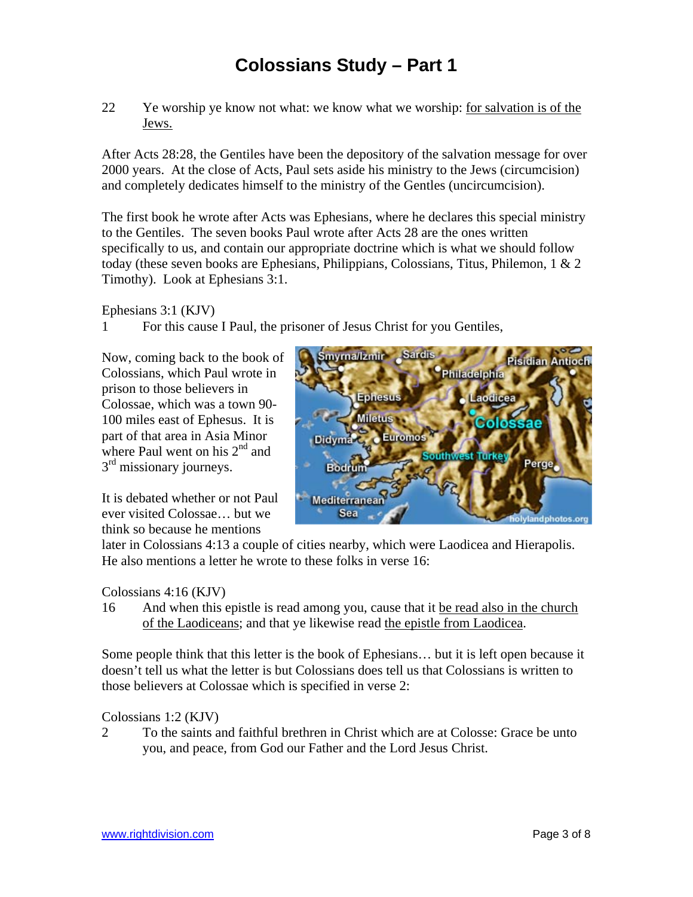# Colossians Study – Part 1

22 Ye worship ye know not what: we know what we worship: <u>for salvation is of the Jews.</u>

After Acts 28:28, the Gentiles have been the depository of the salvation message for over 2000 years. At the close of Acts, Paul sets aside his ministry to the Jews (circumcision) and completely dedicates himself to the ministry of the Gentiles (uncircumcision).

The first book he wrote after Acts was Ephesians, where he declares this special ministry to the Gentiles. The seven books Paul wrote after Acts 28 are the ones written specifically to us, and contain our appropriate doctrine which is what we should follow today (these seven books are Ephesians, Philippians, Colossians, Titus, Philemon, 1 & 2 Timothy). Look at Ephesians 3:1.

Ephesians 3:1 (KJV)

1 For this cause I Paul, the prisoner of Jesus Christ for you Gentiles,

Now, coming back to the book of Colossians, which Paul wrote in prison to those believers in Colossae, which was a town 90-100 miles east of Ephesus. It is part of that area in Asia Minor where Paul went on his 2nd and 3rd missionary journeys.

It is debated whether or not Paul ever visited Colossae… but we think so because he mentions later in Colossians 4:13 a couple of cities nearby, which were Laodicea and Hierapolis. He also mentions a letter he wrote to these folks in verse 16:

Colossians 4:16 (KJV)

16 And when this epistle is read among you, cause that it <u>be read also in the church of the Laodiceans</u>; and that ye likewise read <u>the epistle from Laodicea</u>.

Some people think that this letter is the book of Ephesians… but it is left open because it doesn't tell us what the letter is but Colossians does tell us that Colossians is written to those believers at Colossae which is specified in verse 2:

Colossians 1:2 (KJV)

2 To the saints and faithful brethren in Christ which are at Colosse: Grace be unto you, and peace, from God our Father and the Lord Jesus Christ.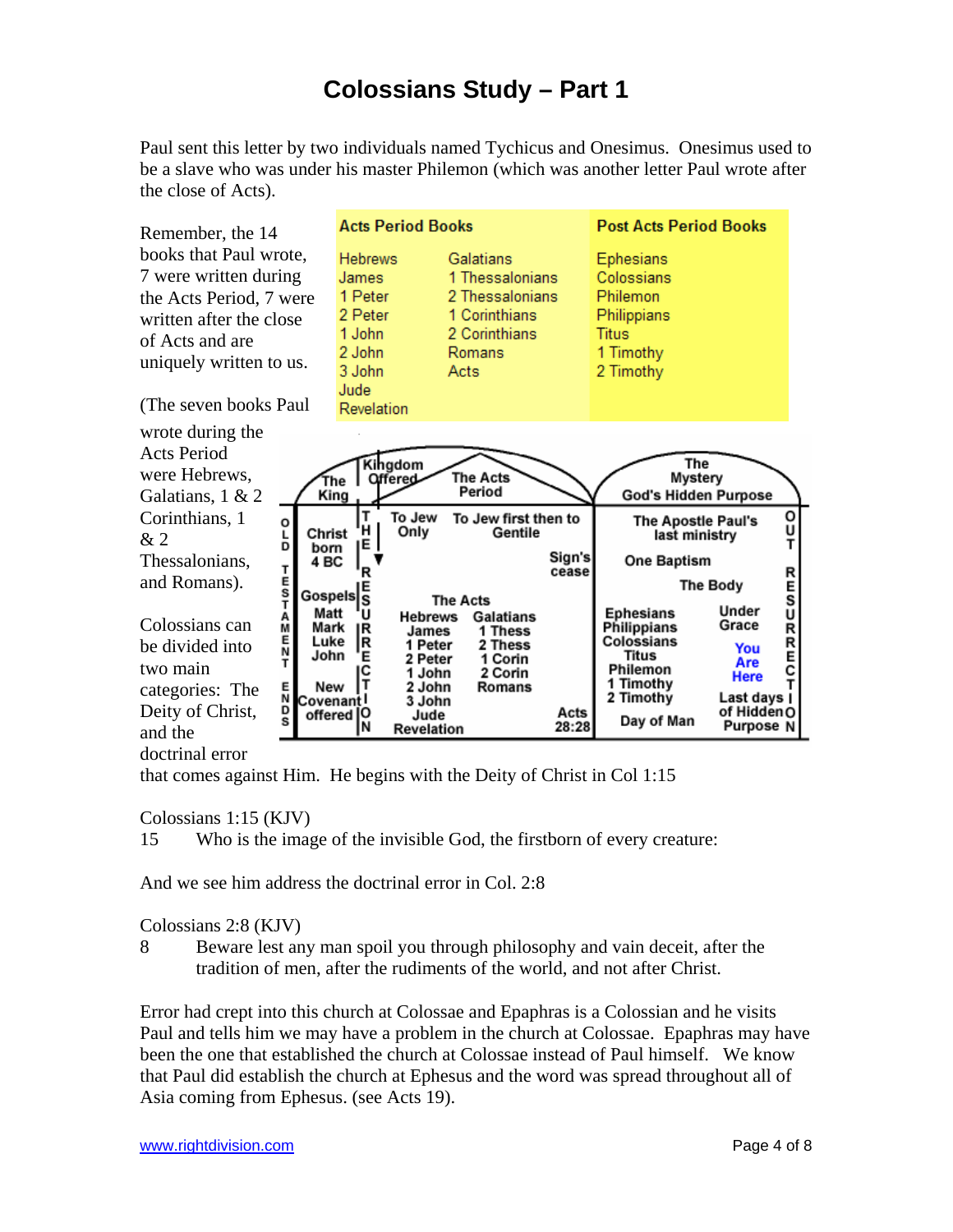# Colossians Study – Part 1

Paul sent this letter by two individuals named Tychicus and Onesimus. Onesimus used to be a slave who was under his master Philemon (which was another letter Paul wrote after the close of Acts).

Remember, the 14 books that Paul wrote, 7 were written during the Acts Period, 7 were written after the close of Acts and are uniquely written to us.

| Acts Period Books | | Post Acts Period Books |
|---|---|---|
| Hebrews | Galatians | Ephesians |
| James | 1 Thessalonians | Colossians |
| 1 Peter | 2 Thessalonians | Philemon |
| 2 Peter | 1 Corinthians | Philippians |
| 1 John | 2 Corinthians | Titus |
| 2 John | Romans | 1 Timothy |
| 3 John | Acts | 2 Timothy |
| Jude | | |
| Revelation | | |

(The seven books Paul wrote during the Acts Period were Hebrews, Galatians, 1 & 2 Corinthians, 1 & 2 Thessalonians, and Romans).

| OLD TESTAMENT | The King | Kingdom Offered | The Acts Period | | The Mystery God's Hidden Purpose | |
|---|---|---|---|---|---|---|
| | Christ born 4 BC | THE RESURRECTION | To Jew Only | To Jew first then to Gentile | The Apostle Paul's last ministry | OUT RESURRECTION |
| | | | | Sign's cease | One Baptism | |
| | | | | | The Body | |
| | Gospels: Matt, Mark, Luke, John | | The Acts: Hebrews, James, 1 Peter, 2 Peter, 1 John, 2 John, 3 John, Jude, Revelation | Galatians, 1 Thess, 2 Thess, 1 Corin, 2 Corin, Romans | Ephesians, Philippians, Colossians, Titus, Philemon, 1 Timothy, 2 Timothy | Under Grace — You Are Here |
| ENDS | New Covenant offered | | | Acts 28:28 | Day of Man | Last days of Hidden Purpose |

Colossians can be divided into two main categories: The Deity of Christ, and the doctrinal error that comes against Him. He begins with the Deity of Christ in Col 1:15

Colossians 1:15 (KJV)
15 Who is the image of the invisible God, the firstborn of every creature:

And we see him address the doctrinal error in Col. 2:8

Colossians 2:8 (KJV)
8 Beware lest any man spoil you through philosophy and vain deceit, after the tradition of men, after the rudiments of the world, and not after Christ.

Error had crept into this church at Colossae and Epaphras is a Colossian and he visits Paul and tells him we may have a problem in the church at Colossae. Epaphras may have been the one that established the church at Colossae instead of Paul himself. We know that Paul did establish the church at Ephesus and the word was spread throughout all of Asia coming from Ephesus. (see Acts 19).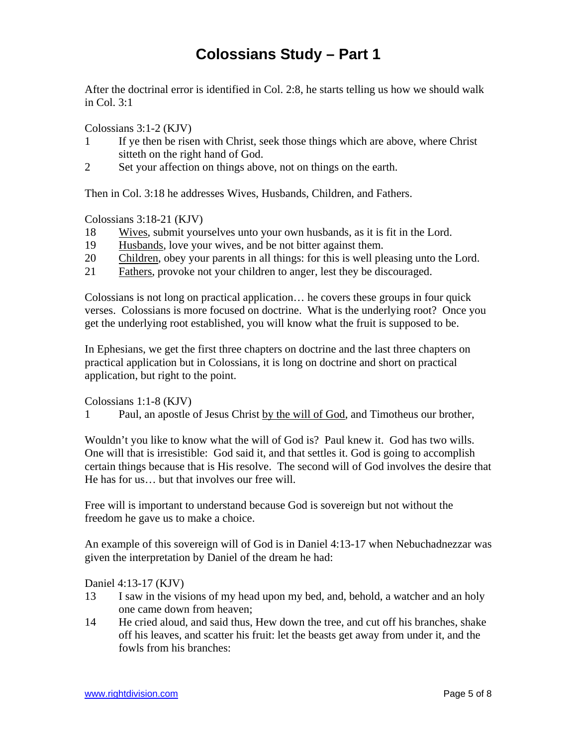# Colossians Study – Part 1

After the doctrinal error is identified in Col. 2:8, he starts telling us how we should walk in Col. 3:1

Colossians 3:1-2 (KJV)

1 If ye then be risen with Christ, seek those things which are above, where Christ sitteth on the right hand of God.

2 Set your affection on things above, not on things on the earth.

Then in Col. 3:18 he addresses Wives, Husbands, Children, and Fathers.

Colossians 3:18-21 (KJV)

18 <u>Wives</u>, submit yourselves unto your own husbands, as it is fit in the Lord.

19 <u>Husbands</u>, love your wives, and be not bitter against them.

20 <u>Children</u>, obey your parents in all things: for this is well pleasing unto the Lord.

21 <u>Fathers</u>, provoke not your children to anger, lest they be discouraged.

Colossians is not long on practical application… he covers these groups in four quick verses. Colossians is more focused on doctrine. What is the underlying root? Once you get the underlying root established, you will know what the fruit is supposed to be.

In Ephesians, we get the first three chapters on doctrine and the last three chapters on practical application but in Colossians, it is long on doctrine and short on practical application, but right to the point.

Colossians 1:1-8 (KJV)

1 Paul, an apostle of Jesus Christ <u>by the will of God</u>, and Timotheus our brother,

Wouldn't you like to know what the will of God is? Paul knew it. God has two wills. One will that is irresistible: God said it, and that settles it. God is going to accomplish certain things because that is His resolve. The second will of God involves the desire that He has for us… but that involves our free will.

Free will is important to understand because God is sovereign but not without the freedom he gave us to make a choice.

An example of this sovereign will of God is in Daniel 4:13-17 when Nebuchadnezzar was given the interpretation by Daniel of the dream he had:

Daniel 4:13-17 (KJV)

13 I saw in the visions of my head upon my bed, and, behold, a watcher and an holy one came down from heaven;

14 He cried aloud, and said thus, Hew down the tree, and cut off his branches, shake off his leaves, and scatter his fruit: let the beasts get away from under it, and the fowls from his branches: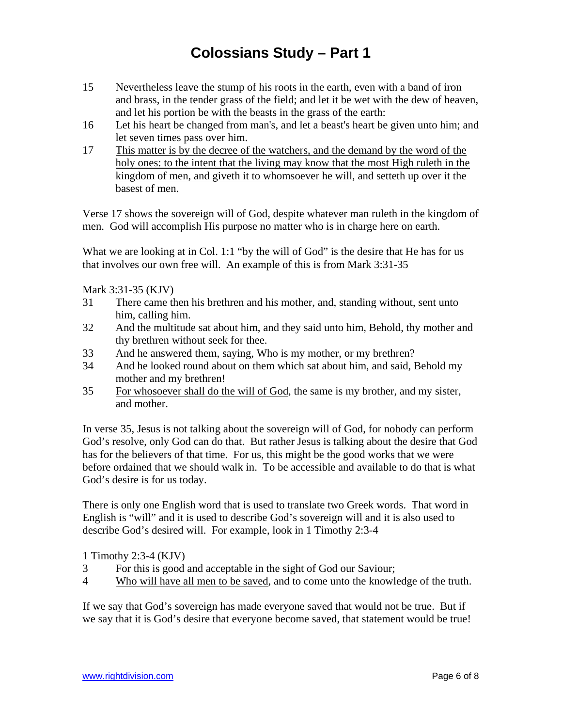# Colossians Study – Part 1

15 Nevertheless leave the stump of his roots in the earth, even with a band of iron and brass, in the tender grass of the field; and let it be wet with the dew of heaven, and let his portion be with the beasts in the grass of the earth:

16 Let his heart be changed from man's, and let a beast's heart be given unto him; and let seven times pass over him.

17 <u>This matter is by the decree of the watchers, and the demand by the word of the holy ones: to the intent that the living may know that the most High ruleth in the kingdom of men, and giveth it to whomsoever he will</u>, and setteth up over it the basest of men.

Verse 17 shows the sovereign will of God, despite whatever man ruleth in the kingdom of men. God will accomplish His purpose no matter who is in charge here on earth.

What we are looking at in Col. 1:1 "by the will of God" is the desire that He has for us that involves our own free will. An example of this is from Mark 3:31-35

Mark 3:31-35 (KJV)

31 There came then his brethren and his mother, and, standing without, sent unto him, calling him.

32 And the multitude sat about him, and they said unto him, Behold, thy mother and thy brethren without seek for thee.

33 And he answered them, saying, Who is my mother, or my brethren?

34 And he looked round about on them which sat about him, and said, Behold my mother and my brethren!

35 <u>For whosoever shall do the will of God</u>, the same is my brother, and my sister, and mother.

In verse 35, Jesus is not talking about the sovereign will of God, for nobody can perform God's resolve, only God can do that. But rather Jesus is talking about the desire that God has for the believers of that time. For us, this might be the good works that we were before ordained that we should walk in. To be accessible and available to do that is what God's desire is for us today.

There is only one English word that is used to translate two Greek words. That word in English is "will" and it is used to describe God's sovereign will and it is also used to describe God's desired will. For example, look in 1 Timothy 2:3-4

1 Timothy 2:3-4 (KJV)

3 For this is good and acceptable in the sight of God our Saviour;

4 <u>Who will have all men to be saved</u>, and to come unto the knowledge of the truth.

If we say that God's sovereign has made everyone saved that would not be true. But if we say that it is God's <u>desire</u> that everyone become saved, that statement would be true!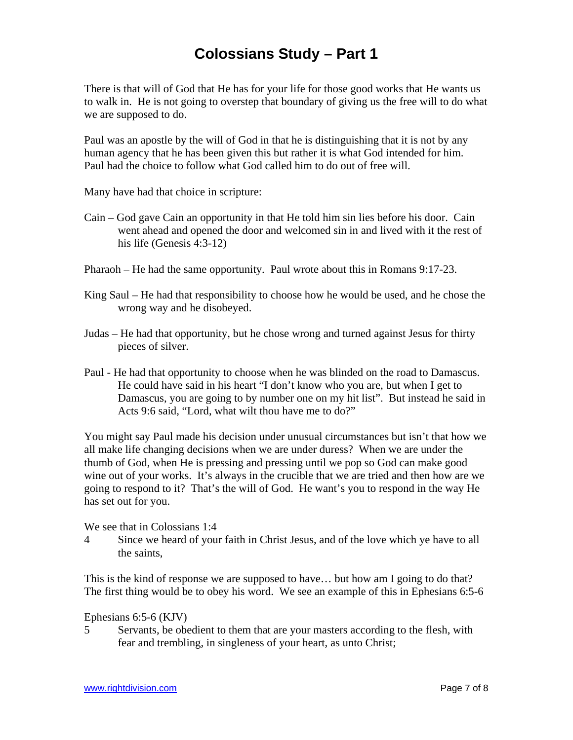# Colossians Study – Part 1

There is that will of God that He has for your life for those good works that He wants us to walk in. He is not going to overstep that boundary of giving us the free will to do what we are supposed to do.

Paul was an apostle by the will of God in that he is distinguishing that it is not by any human agency that he has been given this but rather it is what God intended for him. Paul had the choice to follow what God called him to do out of free will.

Many have had that choice in scripture:

Cain – God gave Cain an opportunity in that He told him sin lies before his door. Cain went ahead and opened the door and welcomed sin in and lived with it the rest of his life (Genesis 4:3-12)

Pharaoh – He had the same opportunity. Paul wrote about this in Romans 9:17-23.

King Saul – He had that responsibility to choose how he would be used, and he chose the wrong way and he disobeyed.

Judas – He had that opportunity, but he chose wrong and turned against Jesus for thirty pieces of silver.

Paul - He had that opportunity to choose when he was blinded on the road to Damascus. He could have said in his heart "I don't know who you are, but when I get to Damascus, you are going to by number one on my hit list". But instead he said in Acts 9:6 said, "Lord, what wilt thou have me to do?"

You might say Paul made his decision under unusual circumstances but isn't that how we all make life changing decisions when we are under duress? When we are under the thumb of God, when He is pressing and pressing until we pop so God can make good wine out of your works. It's always in the crucible that we are tried and then how are we going to respond to it? That's the will of God. He want's you to respond in the way He has set out for you.

We see that in Colossians 1:4

4 Since we heard of your faith in Christ Jesus, and of the love which ye have to all the saints,

This is the kind of response we are supposed to have… but how am I going to do that? The first thing would be to obey his word. We see an example of this in Ephesians 6:5-6

Ephesians 6:5-6 (KJV)

5 Servants, be obedient to them that are your masters according to the flesh, with fear and trembling, in singleness of your heart, as unto Christ;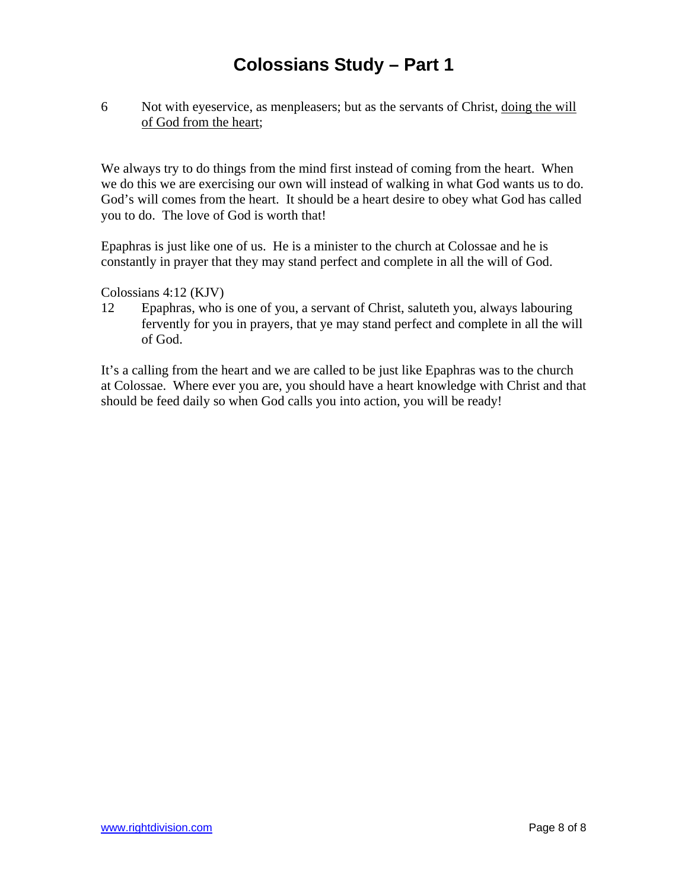# Colossians Study – Part 1

6 Not with eyeservice, as menpleasers; but as the servants of Christ, <u>doing the will of God from the heart</u>;

We always try to do things from the mind first instead of coming from the heart. When we do this we are exercising our own will instead of walking in what God wants us to do. God's will comes from the heart. It should be a heart desire to obey what God has called you to do. The love of God is worth that!

Epaphras is just like one of us. He is a minister to the church at Colossae and he is constantly in prayer that they may stand perfect and complete in all the will of God.

Colossians 4:12 (KJV)

12 Epaphras, who is one of you, a servant of Christ, saluteth you, always labouring fervently for you in prayers, that ye may stand perfect and complete in all the will of God.

It's a calling from the heart and we are called to be just like Epaphras was to the church at Colossae. Where ever you are, you should have a heart knowledge with Christ and that should be feed daily so when God calls you into action, you will be ready!